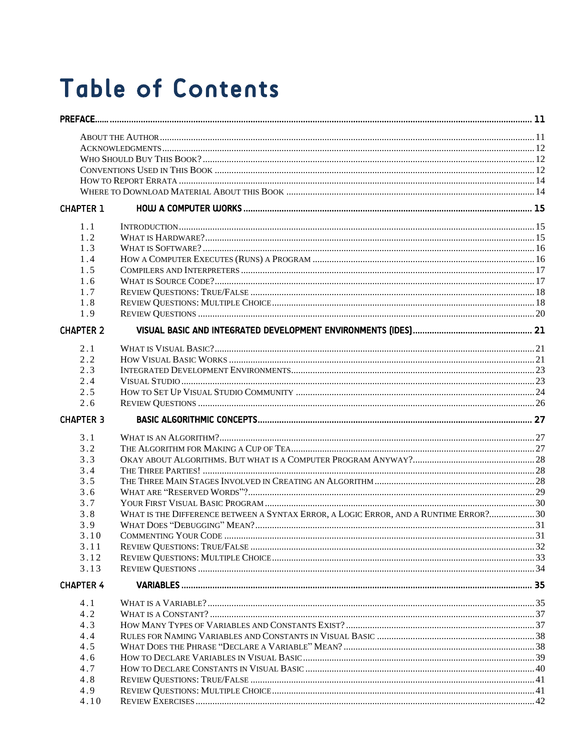# Table of Contents

**PREFACE ..... 11**

- About the Author ..... 11
- Acknowledgments ..... 12
- Who Should Buy This Book? ..... 12
- Conventions Used in This Book ..... 12
- How to Report Errata ..... 14
- Where to Download Material About this Book ..... 14

**CHAPTER 1 HOW A COMPUTER WORKS ..... 15**

- 1.1 Introduction ..... 15
- 1.2 What is Hardware? ..... 15
- 1.3 What is Software? ..... 16
- 1.4 How a Computer Executes (Runs) a Program ..... 16
- 1.5 Compilers and Interpreters ..... 17
- 1.6 What is Source Code? ..... 17
- 1.7 Review Questions: True/False ..... 18
- 1.8 Review Questions: Multiple Choice ..... 18
- 1.9 Review Questions ..... 20

**CHAPTER 2 VISUAL BASIC AND INTEGRATED DEVELOPMENT ENVIRONMENTS (IDES) ..... 21**

- 2.1 What is Visual Basic? ..... 21
- 2.2 How Visual Basic Works ..... 21
- 2.3 Integrated Development Environments ..... 23
- 2.4 Visual Studio ..... 23
- 2.5 How to Set Up Visual Studio Community ..... 24
- 2.6 Review Questions ..... 26

**CHAPTER 3 BASIC ALGORITHMIC CONCEPTS ..... 27**

- 3.1 What is an Algorithm? ..... 27
- 3.2 The Algorithm for Making a Cup of Tea ..... 27
- 3.3 Okay About Algorithms. But What is a Computer Program Anyway? ..... 28
- 3.4 The Three Parties! ..... 28
- 3.5 The Three Main Stages Involved in Creating an Algorithm ..... 28
- 3.6 What are "Reserved Words"? ..... 29
- 3.7 Your First Visual Basic Program ..... 30
- 3.8 What is the Difference between a Syntax Error, a Logic Error, and a Runtime Error? ..... 30
- 3.9 What Does "Debugging" Mean? ..... 31
- 3.10 Commenting Your Code ..... 31
- 3.11 Review Questions: True/False ..... 32
- 3.12 Review Questions: Multiple Choice ..... 33
- 3.13 Review Questions ..... 34

**CHAPTER 4 VARIABLES ..... 35**

- 4.1 What is a Variable? ..... 35
- 4.2 What is a Constant? ..... 37
- 4.3 How Many Types of Variables and Constants Exist? ..... 37
- 4.4 Rules for Naming Variables and Constants in Visual Basic ..... 38
- 4.5 What Does the Phrase "Declare a Variable" Mean? ..... 38
- 4.6 How to Declare Variables in Visual Basic ..... 39
- 4.7 How to Declare Constants in Visual Basic ..... 40
- 4.8 Review Questions: True/False ..... 41
- 4.9 Review Questions: Multiple Choice ..... 41
- 4.10 Review Exercises ..... 42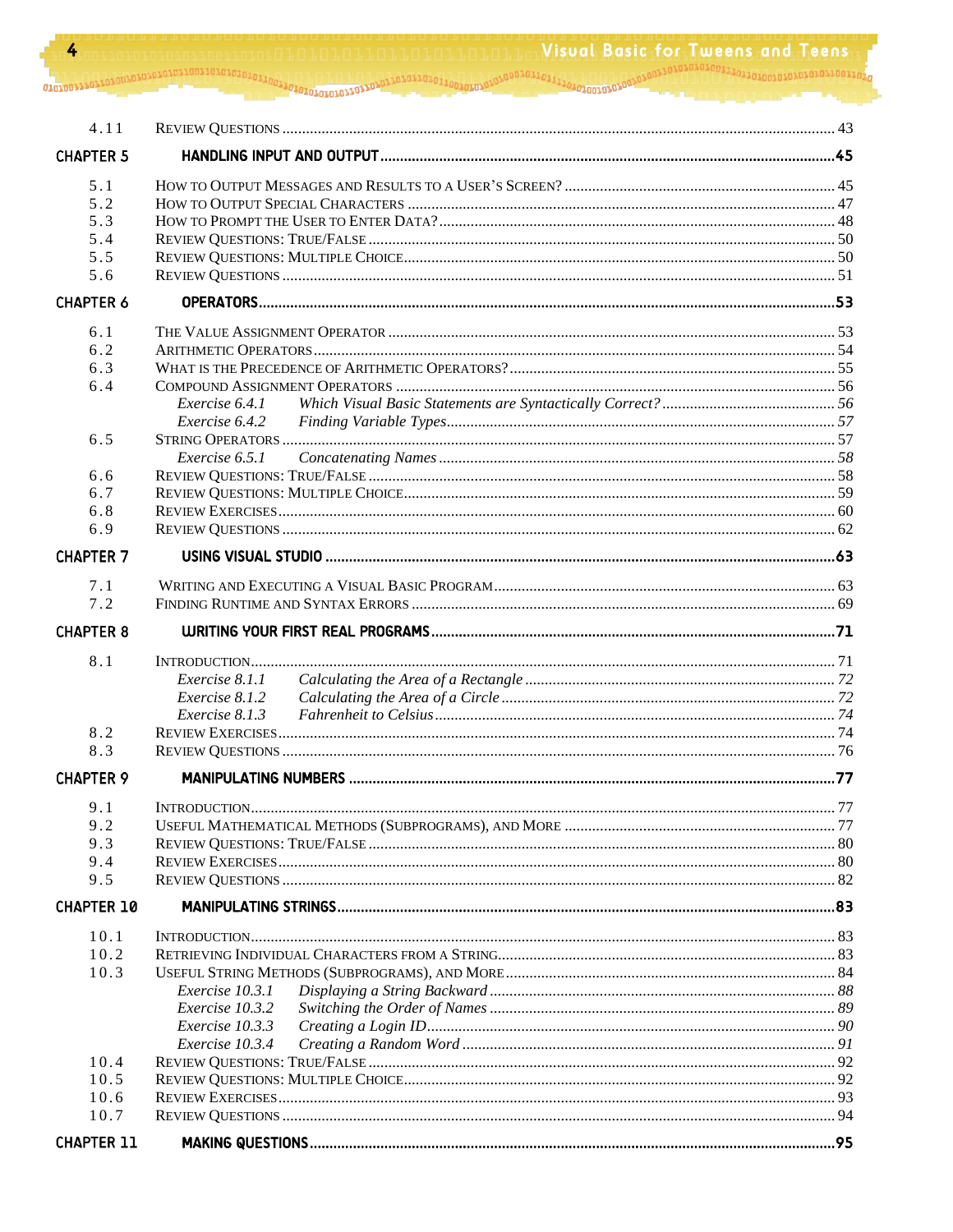| | | |
|---|---|---|
| 4.11 | Review Questions | 43 |
| **Chapter 5** | **Handling Input and Output** | **45** |
| 5.1 | How to Output Messages and Results to a User's Screen? | 45 |
| 5.2 | How to Output Special Characters | 47 |
| 5.3 | How to Prompt the User to Enter Data? | 48 |
| 5.4 | Review Questions: True/False | 50 |
| 5.5 | Review Questions: Multiple Choice | 50 |
| 5.6 | Review Questions | 51 |
| **Chapter 6** | **Operators** | **53** |
| 6.1 | The Value Assignment Operator | 53 |
| 6.2 | Arithmetic Operators | 54 |
| 6.3 | What is the Precedence of Arithmetic Operators? | 55 |
| 6.4 | Compound Assignment Operators | 56 |
| | *Exercise 6.4.1 Which Visual Basic Statements are Syntactically Correct?* | *56* |
| | *Exercise 6.4.2 Finding Variable Types* | *57* |
| 6.5 | String Operators | 57 |
| | *Exercise 6.5.1 Concatenating Names* | *58* |
| 6.6 | Review Questions: True/False | 58 |
| 6.7 | Review Questions: Multiple Choice | 59 |
| 6.8 | Review Exercises | 60 |
| 6.9 | Review Questions | 62 |
| **Chapter 7** | **Using Visual Studio** | **63** |
| 7.1 | Writing and Executing a Visual Basic Program | 63 |
| 7.2 | Finding Runtime and Syntax Errors | 69 |
| **Chapter 8** | **Writing Your First Real Programs** | **71** |
| 8.1 | Introduction | 71 |
| | *Exercise 8.1.1 Calculating the Area of a Rectangle* | *72* |
| | *Exercise 8.1.2 Calculating the Area of a Circle* | *72* |
| | *Exercise 8.1.3 Fahrenheit to Celsius* | *74* |
| 8.2 | Review Exercises | 74 |
| 8.3 | Review Questions | 76 |
| **Chapter 9** | **Manipulating Numbers** | **77** |
| 9.1 | Introduction | 77 |
| 9.2 | Useful Mathematical Methods (Subprograms), and More | 77 |
| 9.3 | Review Questions: True/False | 80 |
| 9.4 | Review Exercises | 80 |
| 9.5 | Review Questions | 82 |
| **Chapter 10** | **Manipulating Strings** | **83** |
| 10.1 | Introduction | 83 |
| 10.2 | Retrieving Individual Characters from a String | 83 |
| 10.3 | Useful String Methods (Subprograms), and More | 84 |
| | *Exercise 10.3.1 Displaying a String Backward* | *88* |
| | *Exercise 10.3.2 Switching the Order of Names* | *89* |
| | *Exercise 10.3.3 Creating a Login ID* | *90* |
| | *Exercise 10.3.4 Creating a Random Word* | *91* |
| 10.4 | Review Questions: True/False | 92 |
| 10.5 | Review Questions: Multiple Choice | 92 |
| 10.6 | Review Exercises | 93 |
| 10.7 | Review Questions | 94 |
| **Chapter 11** | **Making Questions** | **95** |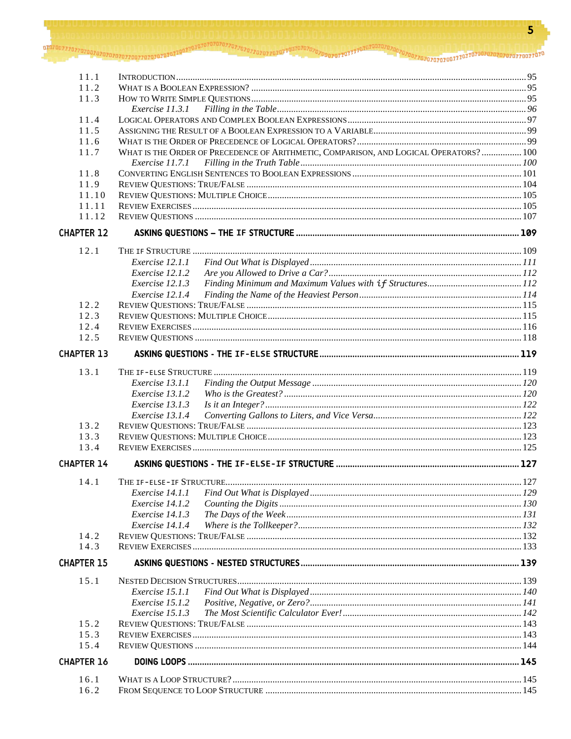11.1 Introduction ... 95
11.2 What is a Boolean Expression? ... 95
11.3 How to Write Simple Questions ... 95
*Exercise 11.3.1 Filling in the Table* ... 96
11.4 Logical Operators and Complex Boolean Expressions ... 97
11.5 Assigning the Result of a Boolean Expression to a Variable ... 99
11.6 What is the Order of Precedence of Logical Operators? ... 99
11.7 What is the Order of Precedence of Arithmetic, Comparison, and Logical Operators? ... 100
*Exercise 11.7.1 Filling in the Truth Table* ... 100
11.8 Converting English Sentences to Boolean Expressions ... 101
11.9 Review Questions: True/False ... 104
11.10 Review Questions: Multiple Choice ... 105
11.11 Review Exercises ... 105
11.12 Review Questions ... 107

## CHAPTER 12 ASKING QUESTIONS – THE `IF` STRUCTURE ... 109

12.1 The `if` Structure ... 109
*Exercise 12.1.1 Find Out What is Displayed* ... 111
*Exercise 12.1.2 Are you Allowed to Drive a Car?* ... 112
*Exercise 12.1.3 Finding Minimum and Maximum Values with `if` Structures* ... 112
*Exercise 12.1.4 Finding the Name of the Heaviest Person* ... 114
12.2 Review Questions: True/False ... 115
12.3 Review Questions: Multiple Choice ... 115
12.4 Review Exercises ... 116
12.5 Review Questions ... 118

## CHAPTER 13 ASKING QUESTIONS - THE `IF-ELSE` STRUCTURE ... 119

13.1 The `if-else` Structure ... 119
*Exercise 13.1.1 Finding the Output Message* ... 120
*Exercise 13.1.2 Who is the Greatest?* ... 120
*Exercise 13.1.3 Is it an Integer?* ... 122
*Exercise 13.1.4 Converting Gallons to Liters, and Vice Versa* ... 122
13.2 Review Questions: True/False ... 123
13.3 Review Questions: Multiple Choice ... 123
13.4 Review Exercises ... 125

## CHAPTER 14 ASKING QUESTIONS - THE `IF-ELSE-IF` STRUCTURE ... 127

14.1 The `if-else-if` Structure ... 127
*Exercise 14.1.1 Find Out What is Displayed* ... 129
*Exercise 14.1.2 Counting the Digits* ... 130
*Exercise 14.1.3 The Days of the Week* ... 131
*Exercise 14.1.4 Where is the Tollkeeper?* ... 132
14.2 Review Questions: True/False ... 132
14.3 Review Exercises ... 133

## CHAPTER 15 ASKING QUESTIONS - NESTED STRUCTURES ... 139

15.1 Nested Decision Structures ... 139
*Exercise 15.1.1 Find Out What is Displayed* ... 140
*Exercise 15.1.2 Positive, Negative, or Zero?* ... 141
*Exercise 15.1.3 The Most Scientific Calculator Ever!* ... 142
15.2 Review Questions: True/False ... 143
15.3 Review Exercises ... 143
15.4 Review Questions ... 144

## CHAPTER 16 DOING LOOPS ... 145

16.1 What is a Loop Structure? ... 145
16.2 From Sequence to Loop Structure ... 145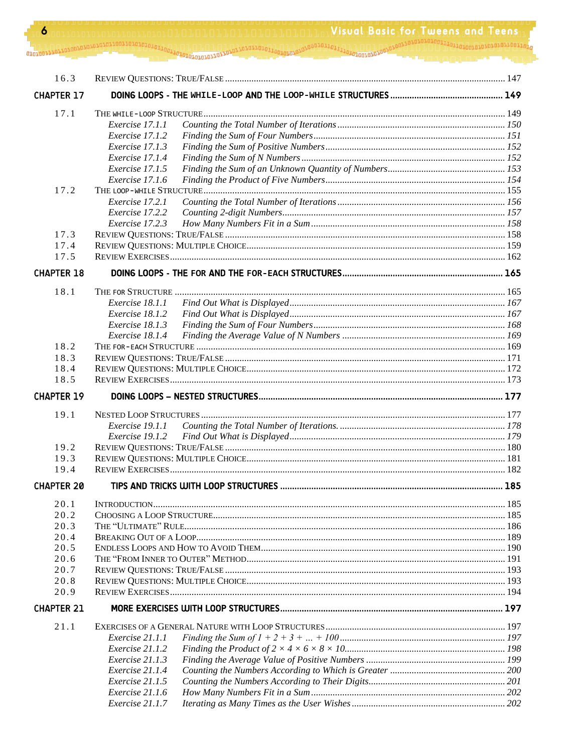16.3 Review Questions: True/False ... 147

## Chapter 17 Doing Loops - The While-Loop and the Loop-While Structures ... 149

17.1 The While-Loop Structure ... 149
- *Exercise 17.1.1 Counting the Total Number of Iterations ... 150*
- *Exercise 17.1.2 Finding the Sum of Four Numbers ... 151*
- *Exercise 17.1.3 Finding the Sum of Positive Numbers ... 152*
- *Exercise 17.1.4 Finding the Sum of N Numbers ... 152*
- *Exercise 17.1.5 Finding the Sum of an Unknown Quantity of Numbers ... 153*
- *Exercise 17.1.6 Finding the Product of Five Numbers ... 154*

17.2 The Loop-While Structure ... 155
- *Exercise 17.2.1 Counting the Total Number of Iterations ... 156*
- *Exercise 17.2.2 Counting 2-digit Numbers ... 157*
- *Exercise 17.2.3 How Many Numbers Fit in a Sum ... 158*

17.3 Review Questions: True/False ... 158

17.4 Review Questions: Multiple Choice ... 159

17.5 Review Exercises ... 162

## Chapter 18 Doing Loops - The For and the For-Each Structures ... 165

18.1 The For Structure ... 165
- *Exercise 18.1.1 Find Out What is Displayed ... 167*
- *Exercise 18.1.2 Find Out What is Displayed ... 167*
- *Exercise 18.1.3 Finding the Sum of Four Numbers ... 168*
- *Exercise 18.1.4 Finding the Average Value of N Numbers ... 169*

18.2 The For-Each Structure ... 169

18.3 Review Questions: True/False ... 171

18.4 Review Questions: Multiple Choice ... 172

18.5 Review Exercises ... 173

## Chapter 19 Doing Loops – Nested Structures ... 177

19.1 Nested Loop Structures ... 177
- *Exercise 19.1.1 Counting the Total Number of Iterations. ... 178*
- *Exercise 19.1.2 Find Out What is Displayed ... 179*

19.2 Review Questions: True/False ... 180

19.3 Review Questions: Multiple Choice ... 181

19.4 Review Exercises ... 182

## Chapter 20 Tips and Tricks with Loop Structures ... 185

20.1 Introduction ... 185

20.2 Choosing a Loop Structure ... 185

20.3 The "Ultimate" Rule ... 186

20.4 Breaking Out of a Loop ... 189

20.5 Endless Loops and How to Avoid Them ... 190

20.6 The "From Inner to Outer" Method ... 191

20.7 Review Questions: True/False ... 193

20.8 Review Questions: Multiple Choice ... 193

20.9 Review Exercises ... 194

## Chapter 21 More Exercises with Loop Structures ... 197

21.1 Exercises of a General Nature with Loop Structures ... 197
- *Exercise 21.1.1 Finding the Sum of 1 + 2 + 3 + … + 100 ... 197*
- *Exercise 21.1.2 Finding the Product of 2 × 4 × 6 × 8 × 10 ... 198*
- *Exercise 21.1.3 Finding the Average Value of Positive Numbers ... 199*
- *Exercise 21.1.4 Counting the Numbers According to Which is Greater ... 200*
- *Exercise 21.1.5 Counting the Numbers According to Their Digits ... 201*
- *Exercise 21.1.6 How Many Numbers Fit in a Sum ... 202*
- *Exercise 21.1.7 Iterating as Many Times as the User Wishes ... 202*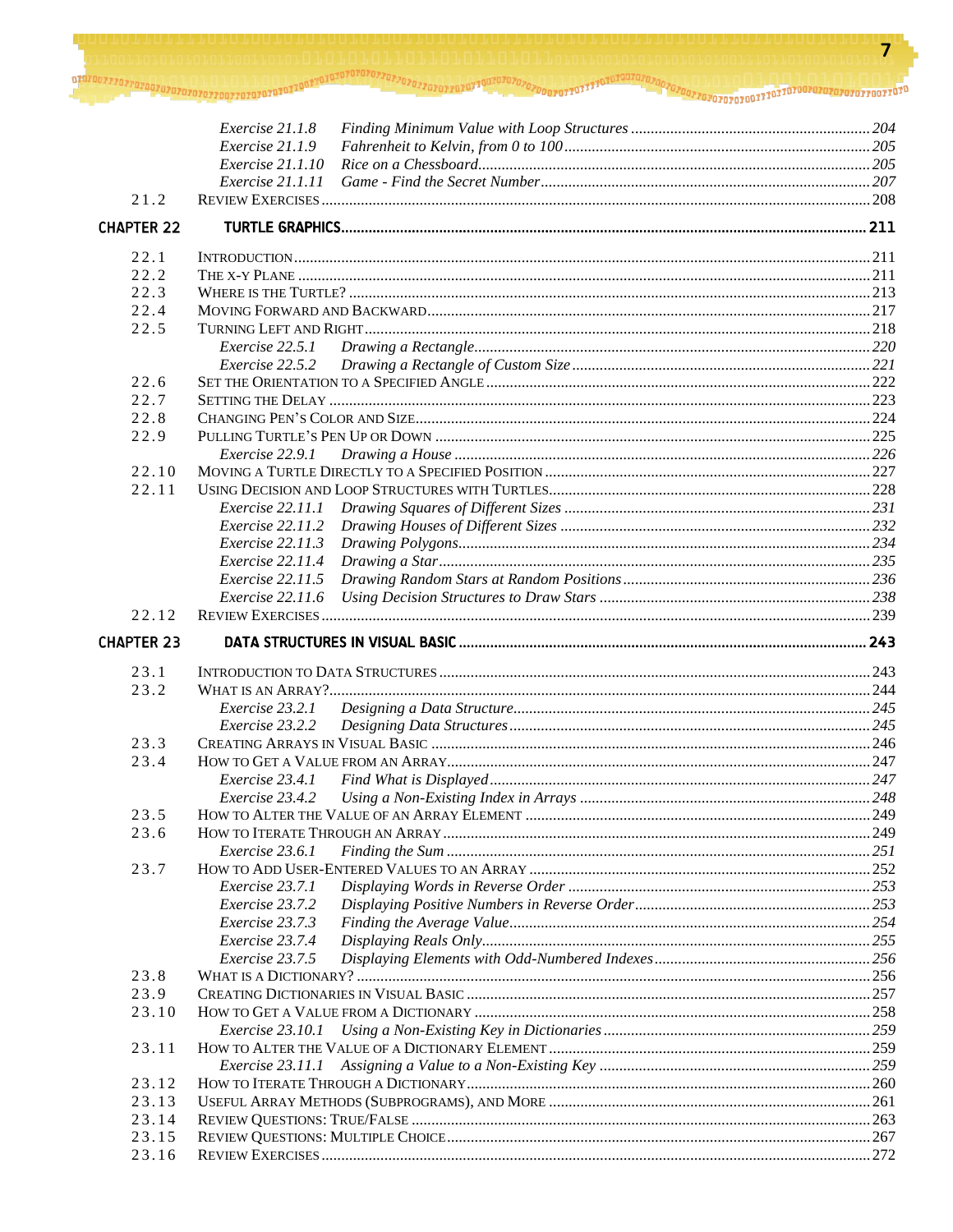| | | |
|---|---|---|
| | *Exercise 21.1.8 Finding Minimum Value with Loop Structures* | *204* |
| | *Exercise 21.1.9 Fahrenheit to Kelvin, from 0 to 100* | *205* |
| | *Exercise 21.1.10 Rice on a Chessboard* | *205* |
| | *Exercise 21.1.11 Game - Find the Secret Number* | *207* |
| 21.2 | REVIEW EXERCISES | 208 |

## CHAPTER 22 TURTLE GRAPHICS ..... 211

| | | |
|---|---|---|
| 22.1 | INTRODUCTION | 211 |
| 22.2 | THE X-Y PLANE | 211 |
| 22.3 | WHERE IS THE TURTLE? | 213 |
| 22.4 | MOVING FORWARD AND BACKWARD | 217 |
| 22.5 | TURNING LEFT AND RIGHT | 218 |
| | *Exercise 22.5.1 Drawing a Rectangle* | *220* |
| | *Exercise 22.5.2 Drawing a Rectangle of Custom Size* | *221* |
| 22.6 | SET THE ORIENTATION TO A SPECIFIED ANGLE | 222 |
| 22.7 | SETTING THE DELAY | 223 |
| 22.8 | CHANGING PEN'S COLOR AND SIZE | 224 |
| 22.9 | PULLING TURTLE'S PEN UP OR DOWN | 225 |
| | *Exercise 22.9.1 Drawing a House* | *226* |
| 22.10 | MOVING A TURTLE DIRECTLY TO A SPECIFIED POSITION | 227 |
| 22.11 | USING DECISION AND LOOP STRUCTURES WITH TURTLES | 228 |
| | *Exercise 22.11.1 Drawing Squares of Different Sizes* | *231* |
| | *Exercise 22.11.2 Drawing Houses of Different Sizes* | *232* |
| | *Exercise 22.11.3 Drawing Polygons* | *234* |
| | *Exercise 22.11.4 Drawing a Star* | *235* |
| | *Exercise 22.11.5 Drawing Random Stars at Random Positions* | *236* |
| | *Exercise 22.11.6 Using Decision Structures to Draw Stars* | *238* |
| 22.12 | REVIEW EXERCISES | 239 |

## CHAPTER 23 DATA STRUCTURES IN VISUAL BASIC ..... 243

| | | |
|---|---|---|
| 23.1 | INTRODUCTION TO DATA STRUCTURES | 243 |
| 23.2 | WHAT IS AN ARRAY? | 244 |
| | *Exercise 23.2.1 Designing a Data Structure* | *245* |
| | *Exercise 23.2.2 Designing Data Structures* | *245* |
| 23.3 | CREATING ARRAYS IN VISUAL BASIC | 246 |
| 23.4 | HOW TO GET A VALUE FROM AN ARRAY | 247 |
| | *Exercise 23.4.1 Find What is Displayed* | *247* |
| | *Exercise 23.4.2 Using a Non-Existing Index in Arrays* | *248* |
| 23.5 | HOW TO ALTER THE VALUE OF AN ARRAY ELEMENT | 249 |
| 23.6 | HOW TO ITERATE THROUGH AN ARRAY | 249 |
| | *Exercise 23.6.1 Finding the Sum* | *251* |
| 23.7 | HOW TO ADD USER-ENTERED VALUES TO AN ARRAY | 252 |
| | *Exercise 23.7.1 Displaying Words in Reverse Order* | *253* |
| | *Exercise 23.7.2 Displaying Positive Numbers in Reverse Order* | *253* |
| | *Exercise 23.7.3 Finding the Average Value* | *254* |
| | *Exercise 23.7.4 Displaying Reals Only* | *255* |
| | *Exercise 23.7.5 Displaying Elements with Odd-Numbered Indexes* | *256* |
| 23.8 | WHAT IS A DICTIONARY? | 256 |
| 23.9 | CREATING DICTIONARIES IN VISUAL BASIC | 257 |
| 23.10 | HOW TO GET A VALUE FROM A DICTIONARY | 258 |
| | *Exercise 23.10.1 Using a Non-Existing Key in Dictionaries* | *259* |
| 23.11 | HOW TO ALTER THE VALUE OF A DICTIONARY ELEMENT | 259 |
| | *Exercise 23.11.1 Assigning a Value to a Non-Existing Key* | *259* |
| 23.12 | HOW TO ITERATE THROUGH A DICTIONARY | 260 |
| 23.13 | USEFUL ARRAY METHODS (SUBPROGRAMS), AND MORE | 261 |
| 23.14 | REVIEW QUESTIONS: TRUE/FALSE | 263 |
| 23.15 | REVIEW QUESTIONS: MULTIPLE CHOICE | 267 |
| 23.16 | REVIEW EXERCISES | 272 |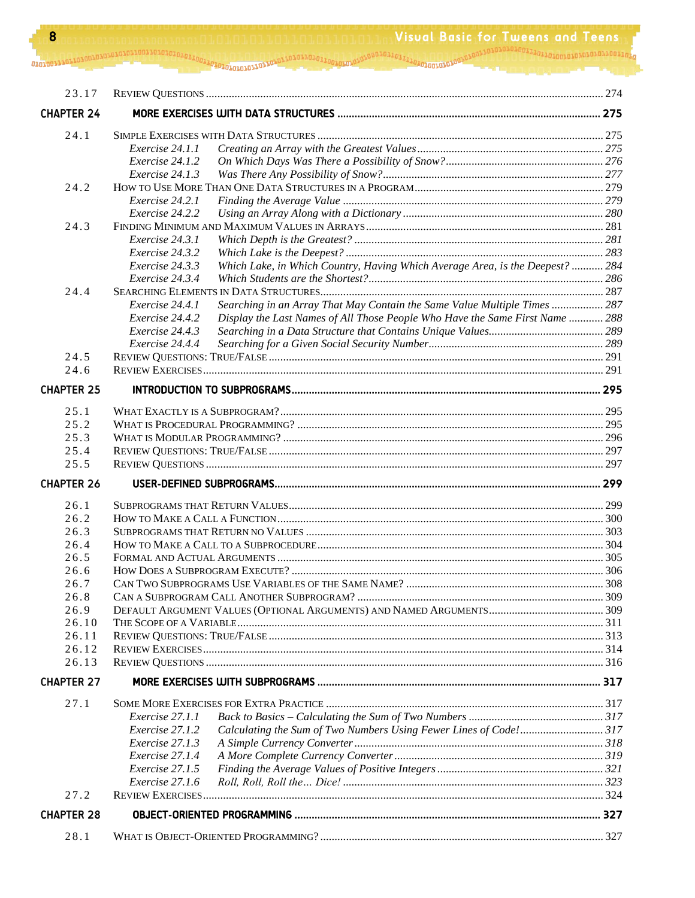| | | |
|---|---|---|
| 23.17 | Review Questions | 274 |

**CHAPTER 24 — MORE EXERCISES WITH DATA STRUCTURES ... 275**

| | | |
|---|---|---|
| 24.1 | Simple Exercises with Data Structures | 275 |
| | *Exercise 24.1.1 Creating an Array with the Greatest Values* | *275* |
| | *Exercise 24.1.2 On Which Days Was There a Possibility of Snow?* | *276* |
| | *Exercise 24.1.3 Was There Any Possibility of Snow?* | *277* |
| 24.2 | How to Use More Than One Data Structures in a Program | 279 |
| | *Exercise 24.2.1 Finding the Average Value* | *279* |
| | *Exercise 24.2.2 Using an Array Along with a Dictionary* | *280* |
| 24.3 | Finding Minimum and Maximum Values in Arrays | 281 |
| | *Exercise 24.3.1 Which Depth is the Greatest?* | *281* |
| | *Exercise 24.3.2 Which Lake is the Deepest?* | *283* |
| | *Exercise 24.3.3 Which Lake, in Which Country, Having Which Average Area, is the Deepest?* | *284* |
| | *Exercise 24.3.4 Which Students are the Shortest?* | *286* |
| 24.4 | Searching Elements in Data Structures | 287 |
| | *Exercise 24.4.1 Searching in an Array That May Contain the Same Value Multiple Times* | *287* |
| | *Exercise 24.4.2 Display the Last Names of All Those People Who Have the Same First Name* | *288* |
| | *Exercise 24.4.3 Searching in a Data Structure that Contains Unique Values* | *289* |
| | *Exercise 24.4.4 Searching for a Given Social Security Number* | *289* |
| 24.5 | Review Questions: True/False | 291 |
| 24.6 | Review Exercises | 291 |

**CHAPTER 25 — INTRODUCTION TO SUBPROGRAMS ... 295**

| | | |
|---|---|---|
| 25.1 | What Exactly is a Subprogram? | 295 |
| 25.2 | What is Procedural Programming? | 295 |
| 25.3 | What is Modular Programming? | 296 |
| 25.4 | Review Questions: True/False | 297 |
| 25.5 | Review Questions | 297 |

**CHAPTER 26 — USER-DEFINED SUBPROGRAMS ... 299**

| | | |
|---|---|---|
| 26.1 | Subprograms that Return Values | 299 |
| 26.2 | How to Make a Call a Function | 300 |
| 26.3 | Subprograms that Return no Values | 303 |
| 26.4 | How to Make a Call to a Subprocedure | 304 |
| 26.5 | Formal and Actual Arguments | 305 |
| 26.6 | How Does a Subprogram Execute? | 306 |
| 26.7 | Can Two Subprograms Use Variables of the Same Name? | 308 |
| 26.8 | Can a Subprogram Call Another Subprogram? | 309 |
| 26.9 | Default Argument Values (Optional Arguments) and Named Arguments | 309 |
| 26.10 | The Scope of a Variable | 311 |
| 26.11 | Review Questions: True/False | 313 |
| 26.12 | Review Exercises | 314 |
| 26.13 | Review Questions | 316 |

**CHAPTER 27 — MORE EXERCISES WITH SUBPROGRAMS ... 317**

| | | |
|---|---|---|
| 27.1 | Some More Exercises for Extra Practice | 317 |
| | *Exercise 27.1.1 Back to Basics – Calculating the Sum of Two Numbers* | *317* |
| | *Exercise 27.1.2 Calculating the Sum of Two Numbers Using Fewer Lines of Code!* | *317* |
| | *Exercise 27.1.3 A Simple Currency Converter* | *318* |
| | *Exercise 27.1.4 A More Complete Currency Converter* | *319* |
| | *Exercise 27.1.5 Finding the Average Values of Positive Integers* | *321* |
| | *Exercise 27.1.6 Roll, Roll, Roll the… Dice!* | *323* |
| 27.2 | Review Exercises | 324 |

**CHAPTER 28 — OBJECT-ORIENTED PROGRAMMING ... 327**

| | | |
|---|---|---|
| 28.1 | What is Object-Oriented Programming? | 327 |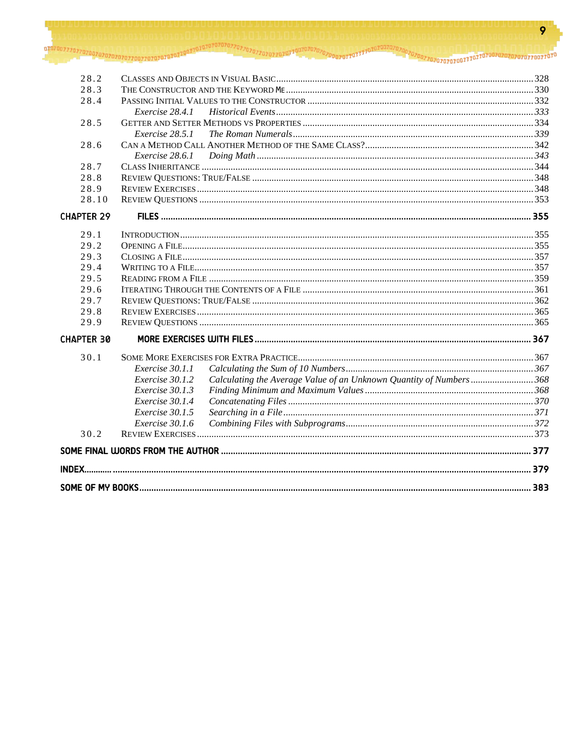28.2 CLASSES AND OBJECTS IN VISUAL BASIC ..... 328
28.3 THE CONSTRUCTOR AND THE KEYWORD Me ..... 330
28.4 PASSING INITIAL VALUES TO THE CONSTRUCTOR ..... 332
*Exercise 28.4.1 Historical Events ..... 333*
28.5 GETTER AND SETTER METHODS VS PROPERTIES ..... 334
*Exercise 28.5.1 The Roman Numerals ..... 339*
28.6 CAN A METHOD CALL ANOTHER METHOD OF THE SAME CLASS? ..... 342
*Exercise 28.6.1 Doing Math ..... 343*
28.7 CLASS INHERITANCE ..... 344
28.8 REVIEW QUESTIONS: TRUE/FALSE ..... 348
28.9 REVIEW EXERCISES ..... 348
28.10 REVIEW QUESTIONS ..... 353

**CHAPTER 29 FILES ..... 355**

29.1 INTRODUCTION ..... 355
29.2 OPENING A FILE ..... 355
29.3 CLOSING A FILE ..... 357
29.4 WRITING TO A FILE ..... 357
29.5 READING FROM A FILE ..... 359
29.6 ITERATING THROUGH THE CONTENTS OF A FILE ..... 361
29.7 REVIEW QUESTIONS: TRUE/FALSE ..... 362
29.8 REVIEW EXERCISES ..... 365
29.9 REVIEW QUESTIONS ..... 365

**CHAPTER 30 MORE EXERCISES WITH FILES ..... 367**

30.1 SOME MORE EXERCISES FOR EXTRA PRACTICE ..... 367
*Exercise 30.1.1 Calculating the Sum of 10 Numbers ..... 367*
*Exercise 30.1.2 Calculating the Average Value of an Unknown Quantity of Numbers ..... 368*
*Exercise 30.1.3 Finding Minimum and Maximum Values ..... 368*
*Exercise 30.1.4 Concatenating Files ..... 370*
*Exercise 30.1.5 Searching in a File ..... 371*
*Exercise 30.1.6 Combining Files with Subprograms ..... 372*
30.2 REVIEW EXERCISES ..... 373

**SOME FINAL WORDS FROM THE AUTHOR ..... 377**

**INDEX ..... 379**

**SOME OF MY BOOKS ..... 383**